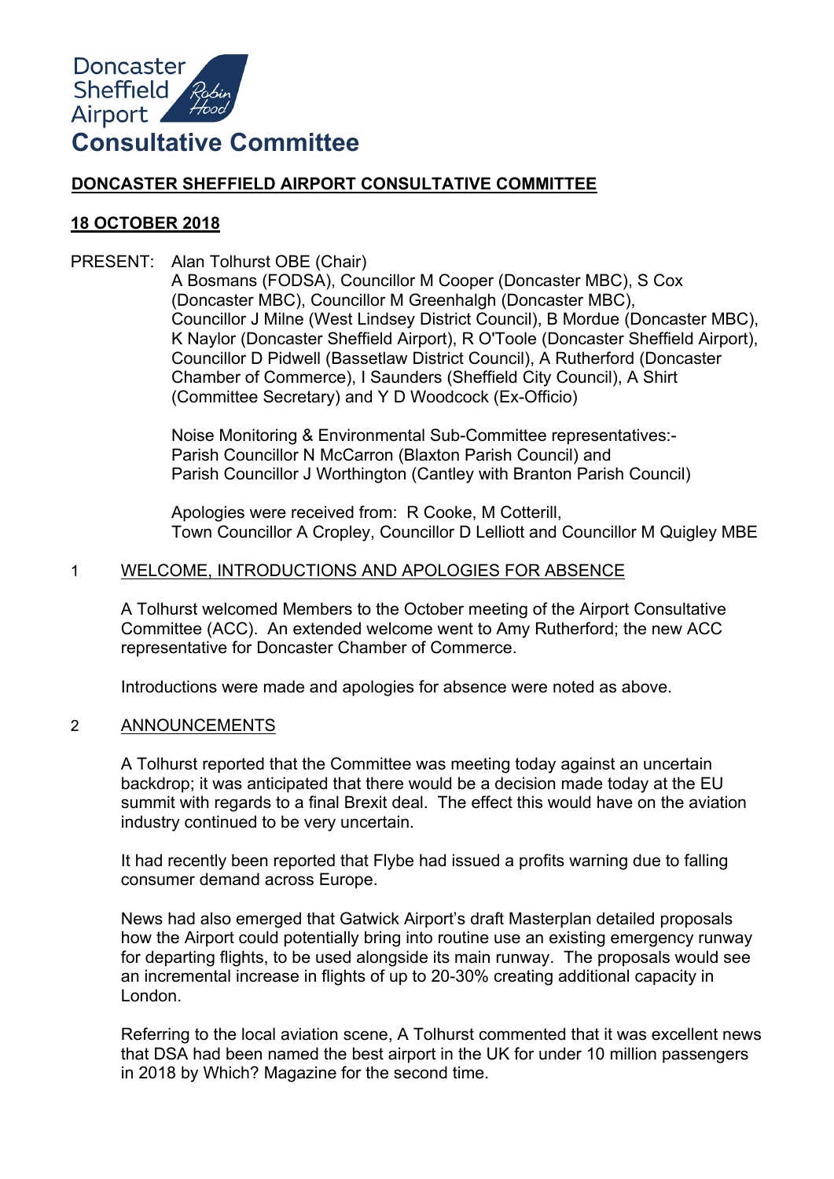Doncaster Sheffield Airport

# Consultative Committee

## DONCASTER SHEFFIELD AIRPORT CONSULTATIVE COMMITTEE

## 18 OCTOBER 2018

PRESENT: Alan Tolhurst OBE (Chair)
A Bosmans (FODSA), Councillor M Cooper (Doncaster MBC), S Cox (Doncaster MBC), Councillor M Greenhalgh (Doncaster MBC), Councillor J Milne (West Lindsey District Council), B Mordue (Doncaster MBC), K Naylor (Doncaster Sheffield Airport), R O'Toole (Doncaster Sheffield Airport), Councillor D Pidwell (Bassetlaw District Council), A Rutherford (Doncaster Chamber of Commerce), I Saunders (Sheffield City Council), A Shirt (Committee Secretary) and Y D Woodcock (Ex-Officio)

Noise Monitoring & Environmental Sub-Committee representatives:-
Parish Councillor N McCarron (Blaxton Parish Council) and
Parish Councillor J Worthington (Cantley with Branton Parish Council)

Apologies were received from: R Cooke, M Cotterill,
Town Councillor A Cropley, Councillor D Lelliott and Councillor M Quigley MBE

### 1 WELCOME, INTRODUCTIONS AND APOLOGIES FOR ABSENCE

A Tolhurst welcomed Members to the October meeting of the Airport Consultative Committee (ACC). An extended welcome went to Amy Rutherford; the new ACC representative for Doncaster Chamber of Commerce.

Introductions were made and apologies for absence were noted as above.

### 2 ANNOUNCEMENTS

A Tolhurst reported that the Committee was meeting today against an uncertain backdrop; it was anticipated that there would be a decision made today at the EU summit with regards to a final Brexit deal. The effect this would have on the aviation industry continued to be very uncertain.

It had recently been reported that Flybe had issued a profits warning due to falling consumer demand across Europe.

News had also emerged that Gatwick Airport's draft Masterplan detailed proposals how the Airport could potentially bring into routine use an existing emergency runway for departing flights, to be used alongside its main runway. The proposals would see an incremental increase in flights of up to 20-30% creating additional capacity in London.

Referring to the local aviation scene, A Tolhurst commented that it was excellent news that DSA had been named the best airport in the UK for under 10 million passengers in 2018 by Which? Magazine for the second time.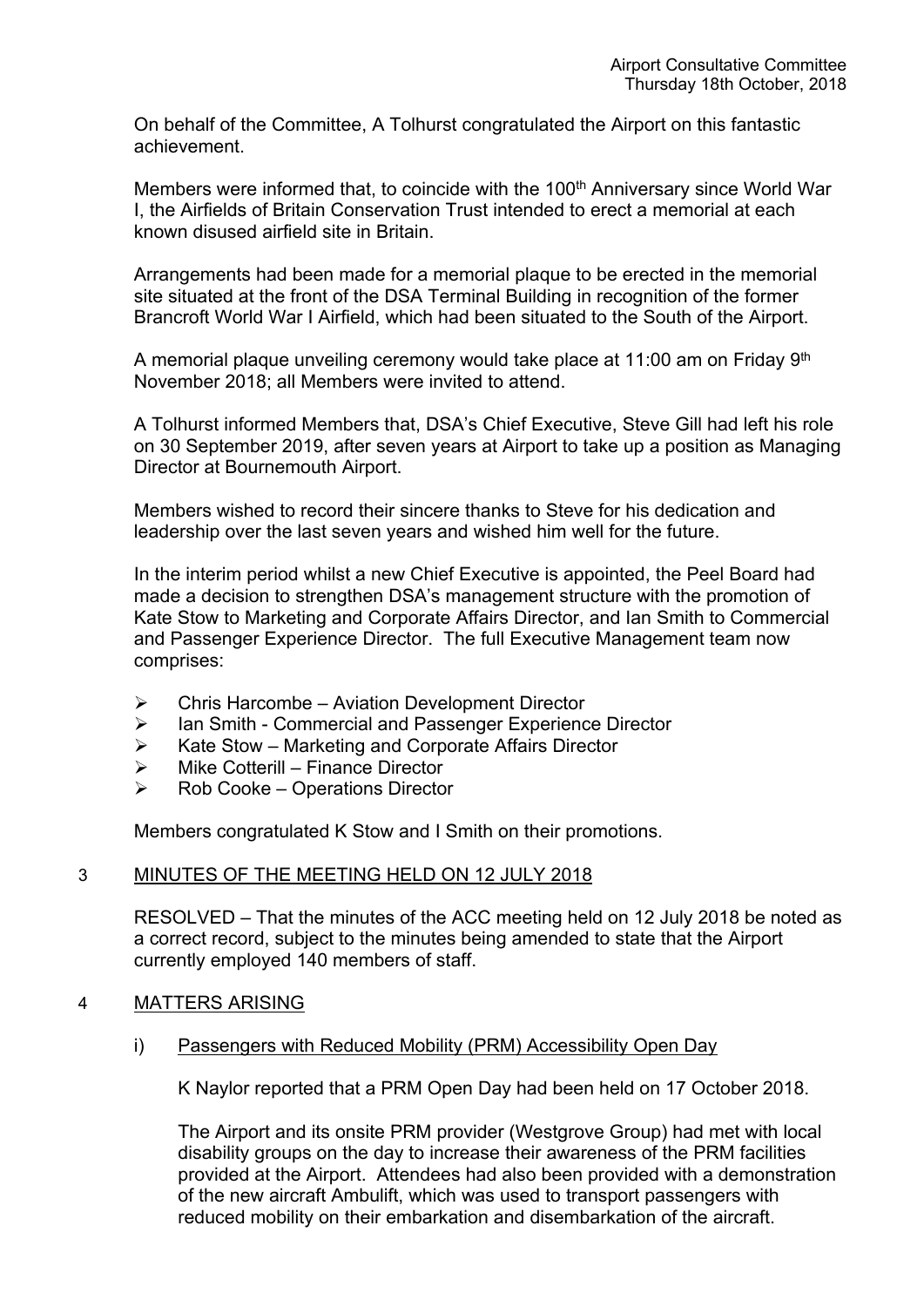On behalf of the Committee, A Tolhurst congratulated the Airport on this fantastic achievement.

Members were informed that, to coincide with the 100th Anniversary since World War I, the Airfields of Britain Conservation Trust intended to erect a memorial at each known disused airfield site in Britain.

Arrangements had been made for a memorial plaque to be erected in the memorial site situated at the front of the DSA Terminal Building in recognition of the former Brancroft World War I Airfield, which had been situated to the South of the Airport.

A memorial plaque unveiling ceremony would take place at 11:00 am on Friday 9th November 2018; all Members were invited to attend.

A Tolhurst informed Members that, DSA's Chief Executive, Steve Gill had left his role on 30 September 2019, after seven years at Airport to take up a position as Managing Director at Bournemouth Airport.

Members wished to record their sincere thanks to Steve for his dedication and leadership over the last seven years and wished him well for the future.

In the interim period whilst a new Chief Executive is appointed, the Peel Board had made a decision to strengthen DSA's management structure with the promotion of Kate Stow to Marketing and Corporate Affairs Director, and Ian Smith to Commercial and Passenger Experience Director. The full Executive Management team now comprises:

- Chris Harcombe – Aviation Development Director
- Ian Smith - Commercial and Passenger Experience Director
- Kate Stow – Marketing and Corporate Affairs Director
- Mike Cotterill – Finance Director
- Rob Cooke – Operations Director

Members congratulated K Stow and I Smith on their promotions.

## 3 MINUTES OF THE MEETING HELD ON 12 JULY 2018

RESOLVED – That the minutes of the ACC meeting held on 12 July 2018 be noted as a correct record, subject to the minutes being amended to state that the Airport currently employed 140 members of staff.

## 4 MATTERS ARISING

### i) Passengers with Reduced Mobility (PRM) Accessibility Open Day

K Naylor reported that a PRM Open Day had been held on 17 October 2018.

The Airport and its onsite PRM provider (Westgrove Group) had met with local disability groups on the day to increase their awareness of the PRM facilities provided at the Airport. Attendees had also been provided with a demonstration of the new aircraft Ambulift, which was used to transport passengers with reduced mobility on their embarkation and disembarkation of the aircraft.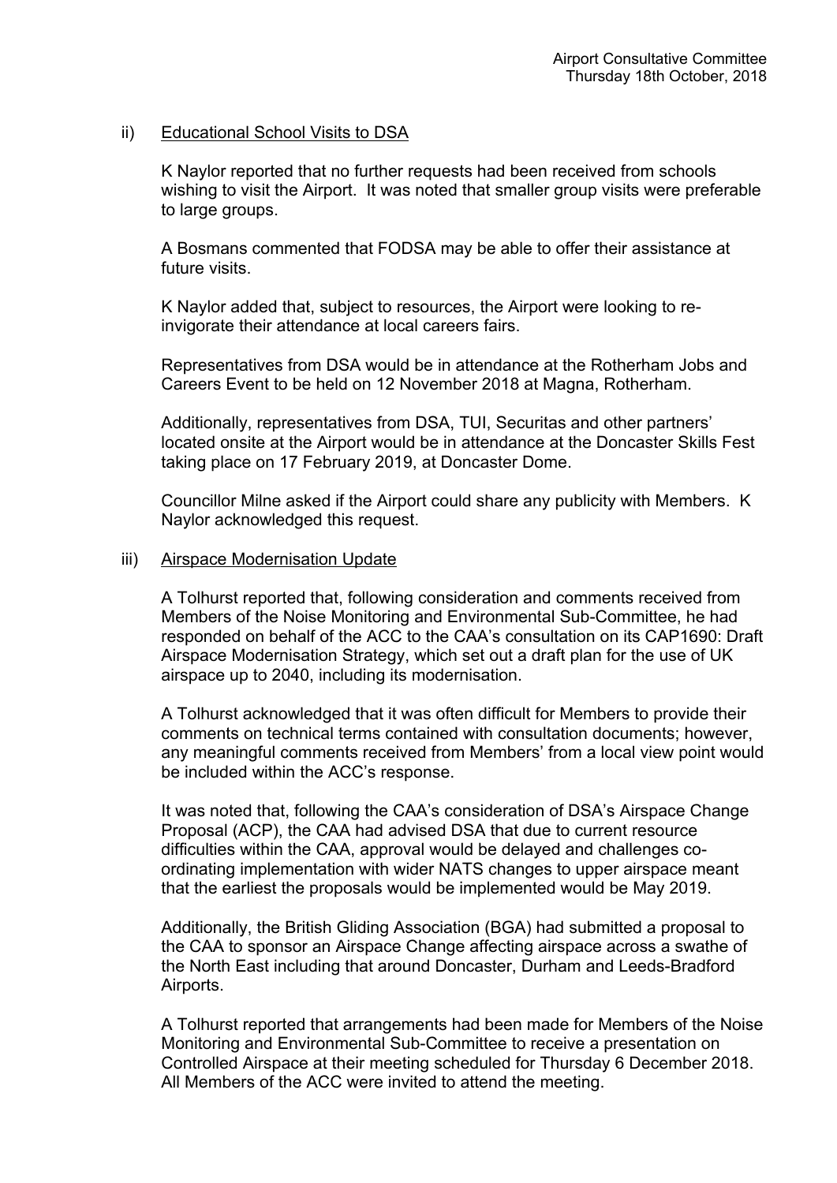ii) Educational School Visits to DSA

K Naylor reported that no further requests had been received from schools wishing to visit the Airport. It was noted that smaller group visits were preferable to large groups.

A Bosmans commented that FODSA may be able to offer their assistance at future visits.

K Naylor added that, subject to resources, the Airport were looking to re-invigorate their attendance at local careers fairs.

Representatives from DSA would be in attendance at the Rotherham Jobs and Careers Event to be held on 12 November 2018 at Magna, Rotherham.

Additionally, representatives from DSA, TUI, Securitas and other partners' located onsite at the Airport would be in attendance at the Doncaster Skills Fest taking place on 17 February 2019, at Doncaster Dome.

Councillor Milne asked if the Airport could share any publicity with Members. K Naylor acknowledged this request.

iii) Airspace Modernisation Update

A Tolhurst reported that, following consideration and comments received from Members of the Noise Monitoring and Environmental Sub-Committee, he had responded on behalf of the ACC to the CAA's consultation on its CAP1690: Draft Airspace Modernisation Strategy, which set out a draft plan for the use of UK airspace up to 2040, including its modernisation.

A Tolhurst acknowledged that it was often difficult for Members to provide their comments on technical terms contained with consultation documents; however, any meaningful comments received from Members' from a local view point would be included within the ACC's response.

It was noted that, following the CAA's consideration of DSA's Airspace Change Proposal (ACP), the CAA had advised DSA that due to current resource difficulties within the CAA, approval would be delayed and challenges co-ordinating implementation with wider NATS changes to upper airspace meant that the earliest the proposals would be implemented would be May 2019.

Additionally, the British Gliding Association (BGA) had submitted a proposal to the CAA to sponsor an Airspace Change affecting airspace across a swathe of the North East including that around Doncaster, Durham and Leeds-Bradford Airports.

A Tolhurst reported that arrangements had been made for Members of the Noise Monitoring and Environmental Sub-Committee to receive a presentation on Controlled Airspace at their meeting scheduled for Thursday 6 December 2018. All Members of the ACC were invited to attend the meeting.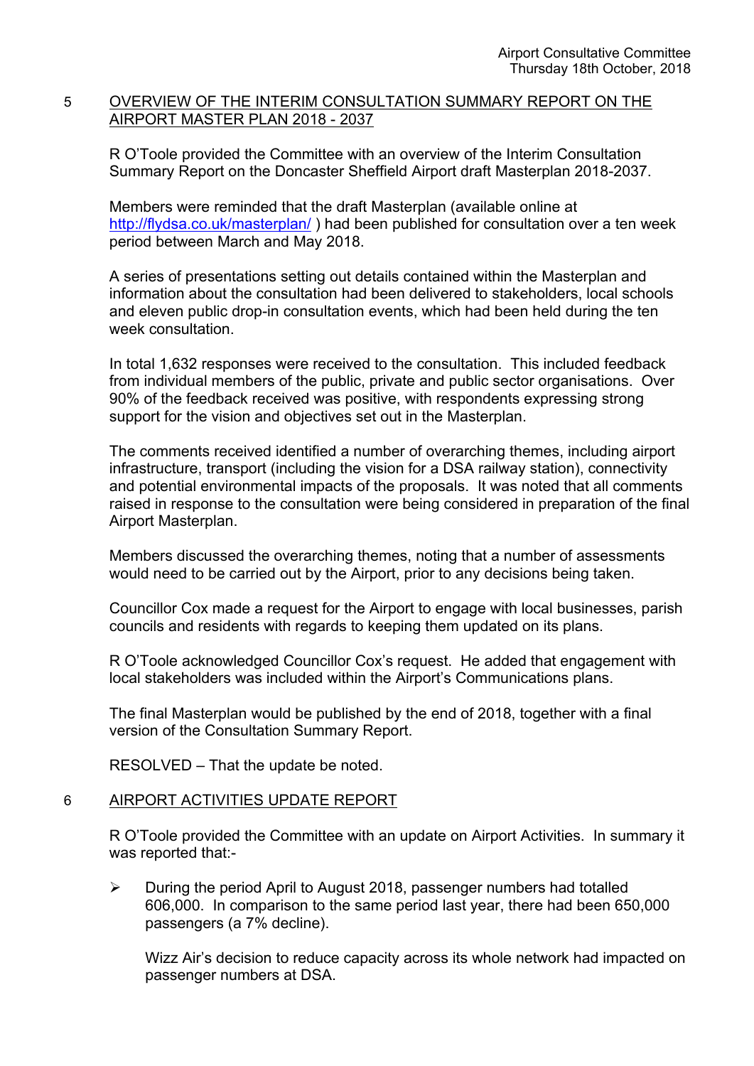## 5 OVERVIEW OF THE INTERIM CONSULTATION SUMMARY REPORT ON THE AIRPORT MASTER PLAN 2018 - 2037

R O'Toole provided the Committee with an overview of the Interim Consultation Summary Report on the Doncaster Sheffield Airport draft Masterplan 2018-2037.

Members were reminded that the draft Masterplan (available online at http://flydsa.co.uk/masterplan/ ) had been published for consultation over a ten week period between March and May 2018.

A series of presentations setting out details contained within the Masterplan and information about the consultation had been delivered to stakeholders, local schools and eleven public drop-in consultation events, which had been held during the ten week consultation.

In total 1,632 responses were received to the consultation. This included feedback from individual members of the public, private and public sector organisations. Over 90% of the feedback received was positive, with respondents expressing strong support for the vision and objectives set out in the Masterplan.

The comments received identified a number of overarching themes, including airport infrastructure, transport (including the vision for a DSA railway station), connectivity and potential environmental impacts of the proposals. It was noted that all comments raised in response to the consultation were being considered in preparation of the final Airport Masterplan.

Members discussed the overarching themes, noting that a number of assessments would need to be carried out by the Airport, prior to any decisions being taken.

Councillor Cox made a request for the Airport to engage with local businesses, parish councils and residents with regards to keeping them updated on its plans.

R O'Toole acknowledged Councillor Cox's request. He added that engagement with local stakeholders was included within the Airport's Communications plans.

The final Masterplan would be published by the end of 2018, together with a final version of the Consultation Summary Report.

RESOLVED – That the update be noted.

## 6 AIRPORT ACTIVITIES UPDATE REPORT

R O'Toole provided the Committee with an update on Airport Activities. In summary it was reported that:-

- During the period April to August 2018, passenger numbers had totalled 606,000. In comparison to the same period last year, there had been 650,000 passengers (a 7% decline).

  Wizz Air's decision to reduce capacity across its whole network had impacted on passenger numbers at DSA.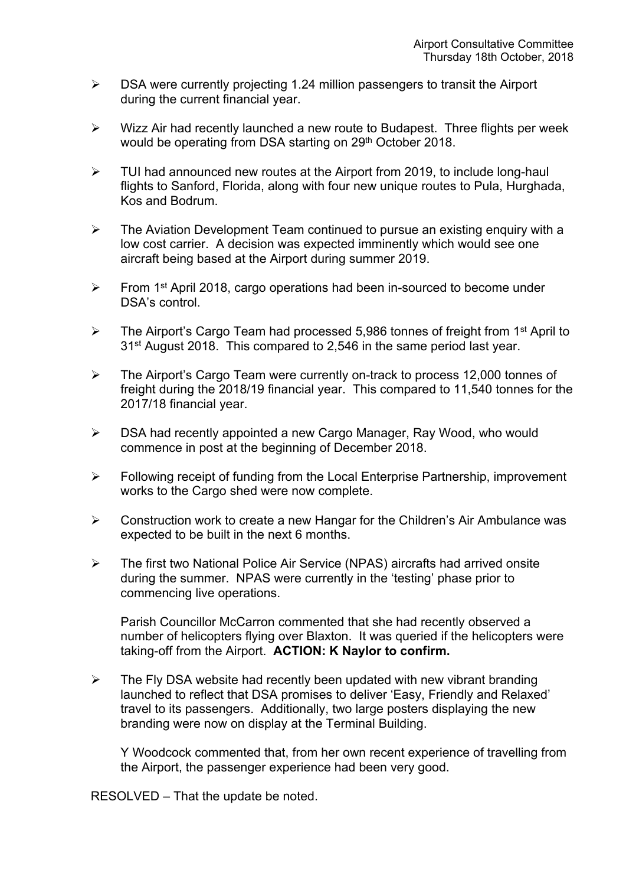- DSA were currently projecting 1.24 million passengers to transit the Airport during the current financial year.

- Wizz Air had recently launched a new route to Budapest. Three flights per week would be operating from DSA starting on 29th October 2018.

- TUI had announced new routes at the Airport from 2019, to include long-haul flights to Sanford, Florida, along with four new unique routes to Pula, Hurghada, Kos and Bodrum.

- The Aviation Development Team continued to pursue an existing enquiry with a low cost carrier. A decision was expected imminently which would see one aircraft being based at the Airport during summer 2019.

- From 1st April 2018, cargo operations had been in-sourced to become under DSA's control.

- The Airport's Cargo Team had processed 5,986 tonnes of freight from 1st April to 31st August 2018. This compared to 2,546 in the same period last year.

- The Airport's Cargo Team were currently on-track to process 12,000 tonnes of freight during the 2018/19 financial year. This compared to 11,540 tonnes for the 2017/18 financial year.

- DSA had recently appointed a new Cargo Manager, Ray Wood, who would commence in post at the beginning of December 2018.

- Following receipt of funding from the Local Enterprise Partnership, improvement works to the Cargo shed were now complete.

- Construction work to create a new Hangar for the Children's Air Ambulance was expected to be built in the next 6 months.

- The first two National Police Air Service (NPAS) aircrafts had arrived onsite during the summer. NPAS were currently in the 'testing' phase prior to commencing live operations.

  Parish Councillor McCarron commented that she had recently observed a number of helicopters flying over Blaxton. It was queried if the helicopters were taking-off from the Airport. **ACTION: K Naylor to confirm.**

- The Fly DSA website had recently been updated with new vibrant branding launched to reflect that DSA promises to deliver 'Easy, Friendly and Relaxed' travel to its passengers. Additionally, two large posters displaying the new branding were now on display at the Terminal Building.

  Y Woodcock commented that, from her own recent experience of travelling from the Airport, the passenger experience had been very good.

RESOLVED – That the update be noted.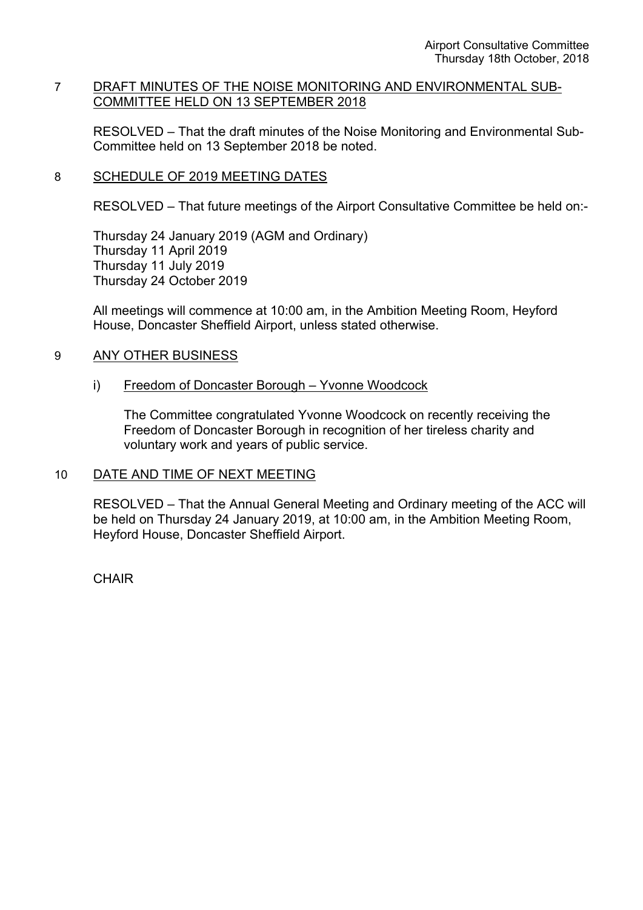## 7 DRAFT MINUTES OF THE NOISE MONITORING AND ENVIRONMENTAL SUB-COMMITTEE HELD ON 13 SEPTEMBER 2018

RESOLVED – That the draft minutes of the Noise Monitoring and Environmental Sub-Committee held on 13 September 2018 be noted.

## 8 SCHEDULE OF 2019 MEETING DATES

RESOLVED – That future meetings of the Airport Consultative Committee be held on:-

Thursday 24 January 2019 (AGM and Ordinary)
Thursday 11 April 2019
Thursday 11 July 2019
Thursday 24 October 2019

All meetings will commence at 10:00 am, in the Ambition Meeting Room, Heyford House, Doncaster Sheffield Airport, unless stated otherwise.

## 9 ANY OTHER BUSINESS

### i) Freedom of Doncaster Borough – Yvonne Woodcock

The Committee congratulated Yvonne Woodcock on recently receiving the Freedom of Doncaster Borough in recognition of her tireless charity and voluntary work and years of public service.

## 10 DATE AND TIME OF NEXT MEETING

RESOLVED – That the Annual General Meeting and Ordinary meeting of the ACC will be held on Thursday 24 January 2019, at 10:00 am, in the Ambition Meeting Room, Heyford House, Doncaster Sheffield Airport.

CHAIR